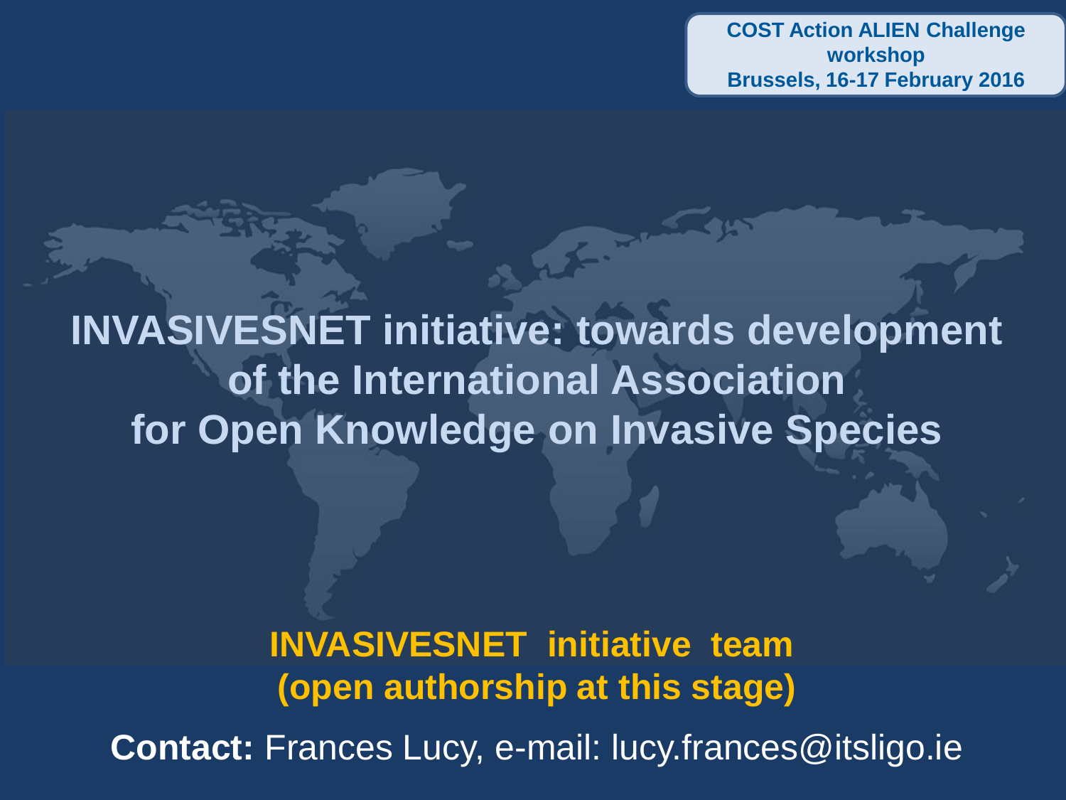COST Action ALIEN Challenge workshop
Brussels, 16-17 February 2016

# INVASIVESNET initiative: towards development of the International Association for Open Knowledge on Invasive Species

**INVASIVESNET initiative team**
**(open authorship at this stage)**

**Contact:** Frances Lucy, e-mail: lucy.frances@itsligo.ie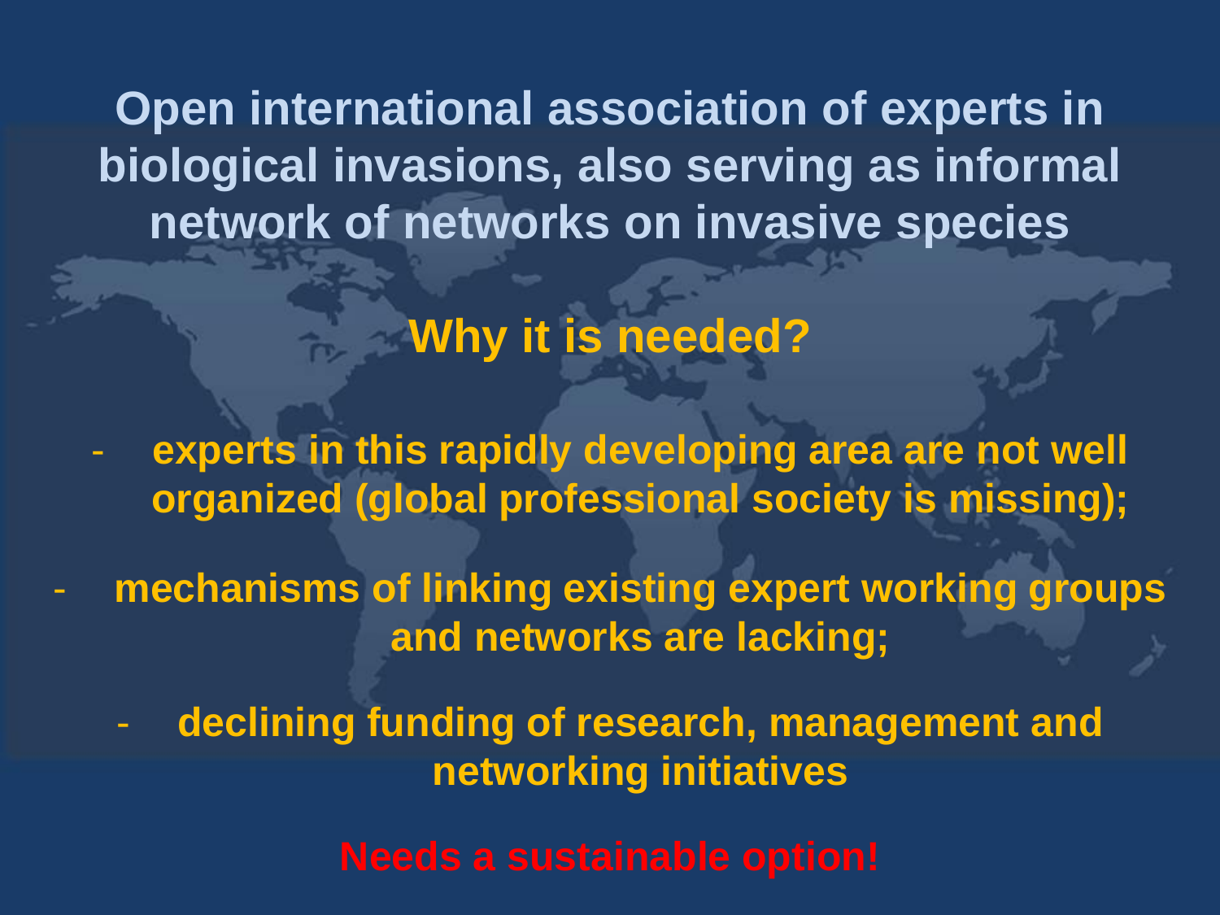**Open international association of experts in biological invasions, also serving as informal network of networks on invasive species**

## Why it is needed?

- **experts in this rapidly developing area are not well organized (global professional society is missing);**
- **mechanisms of linking existing expert working groups and networks are lacking;**
- **declining funding of research, management and networking initiatives**

**Needs a sustainable option!**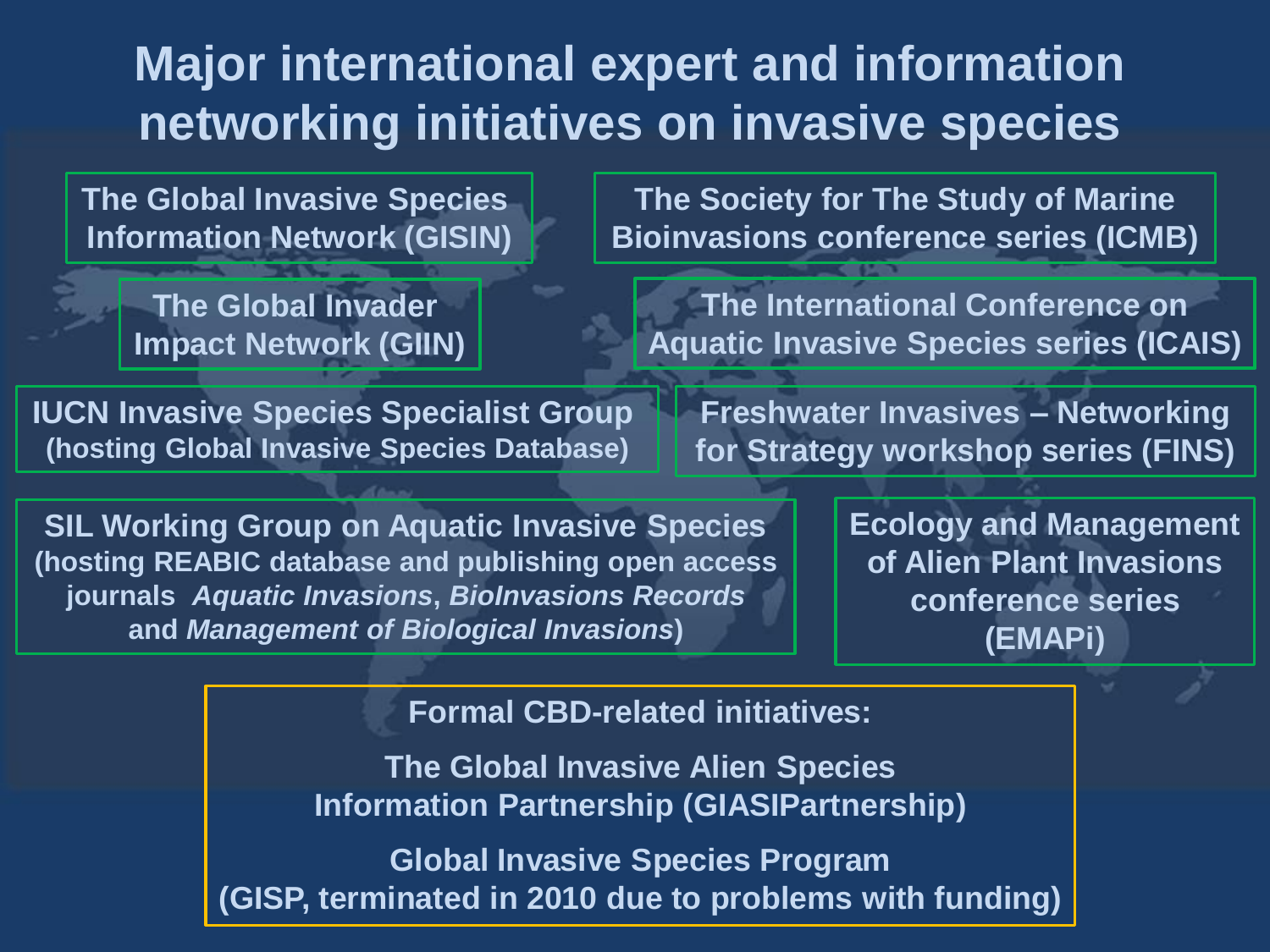# Major international expert and information networking initiatives on invasive species

**The Global Invasive Species Information Network (GISIN)**

**The Society for The Study of Marine Bioinvasions conference series (ICMB)**

**The Global Invader Impact Network (GIIN)**

**The International Conference on Aquatic Invasive Species series (ICAIS)**

**IUCN Invasive Species Specialist Group (hosting Global Invasive Species Database)**

**Freshwater Invasives – Networking for Strategy workshop series (FINS)**

**SIL Working Group on Aquatic Invasive Species (hosting REABIC database and publishing open access journals *Aquatic Invasions*, *BioInvasions Records* and *Management of Biological Invasions*)**

**Ecology and Management of Alien Plant Invasions conference series (EMAPi)**

**Formal CBD-related initiatives:**

**The Global Invasive Alien Species Information Partnership (GIASIPartnership)**

**Global Invasive Species Program (GISP, terminated in 2010 due to problems with funding)**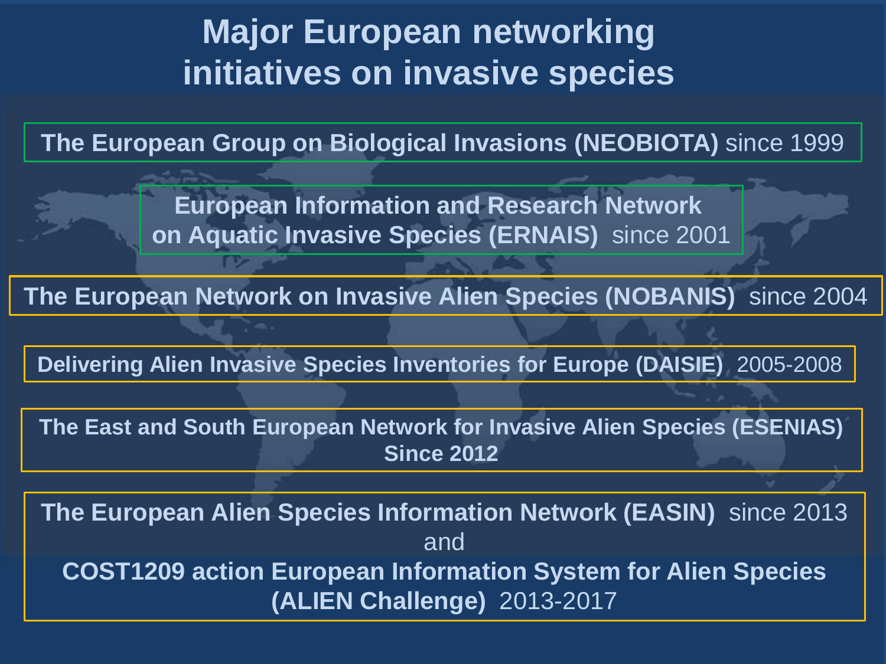# Major European networking initiatives on invasive species

**The European Group on Biological Invasions (NEOBIOTA)** since 1999

**European Information and Research Network on Aquatic Invasive Species (ERNAIS)** since 2001

**The European Network on Invasive Alien Species (NOBANIS)** since 2004

**Delivering Alien Invasive Species Inventories for Europe (DAISIE)** 2005-2008

**The East and South European Network for Invasive Alien Species (ESENIAS) Since 2012**

**The European Alien Species Information Network (EASIN)** since 2013
and
**COST1209 action European Information System for Alien Species (ALIEN Challenge)** 2013-2017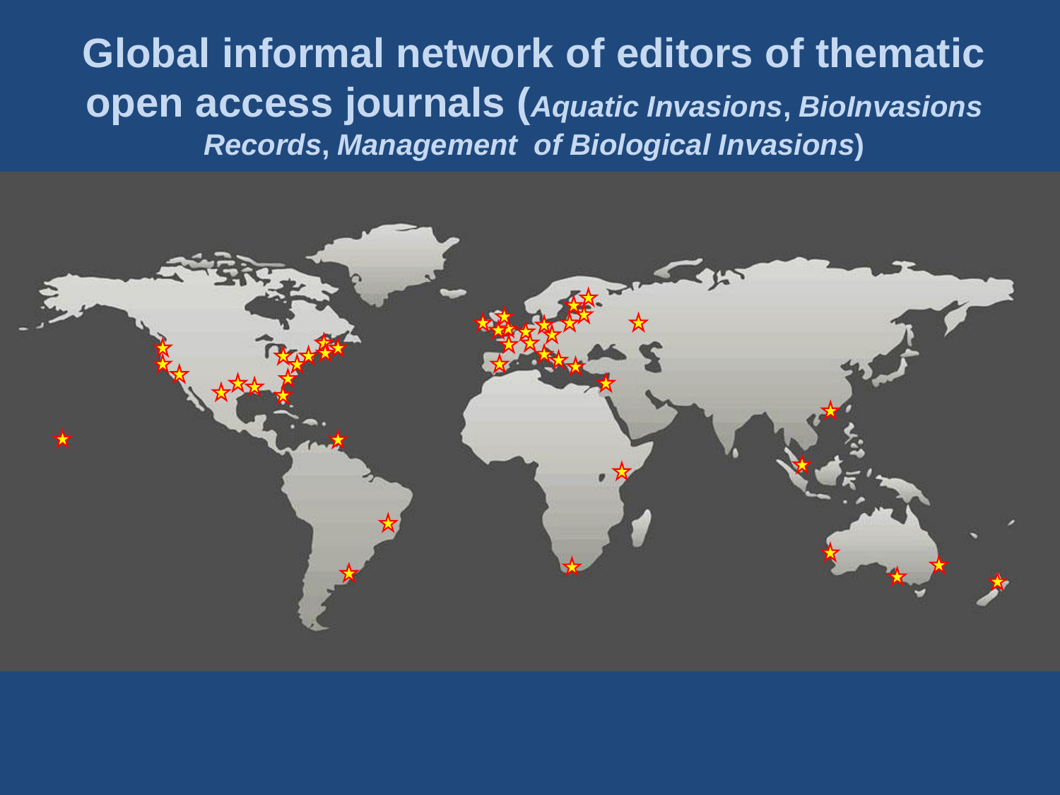# Global informal network of editors of thematic open access journals (*Aquatic Invasions*, *BioInvasions Records*, *Management of Biological Invasions*)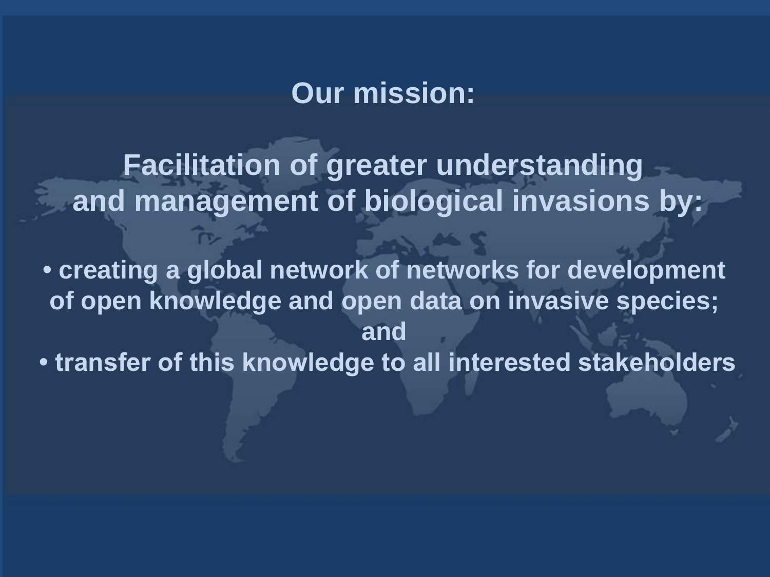## Our mission:

**Facilitation of greater understanding and management of biological invasions by:**

- **creating a global network of networks for development of open knowledge and open data on invasive species;**

**and**

- **transfer of this knowledge to all interested stakeholders**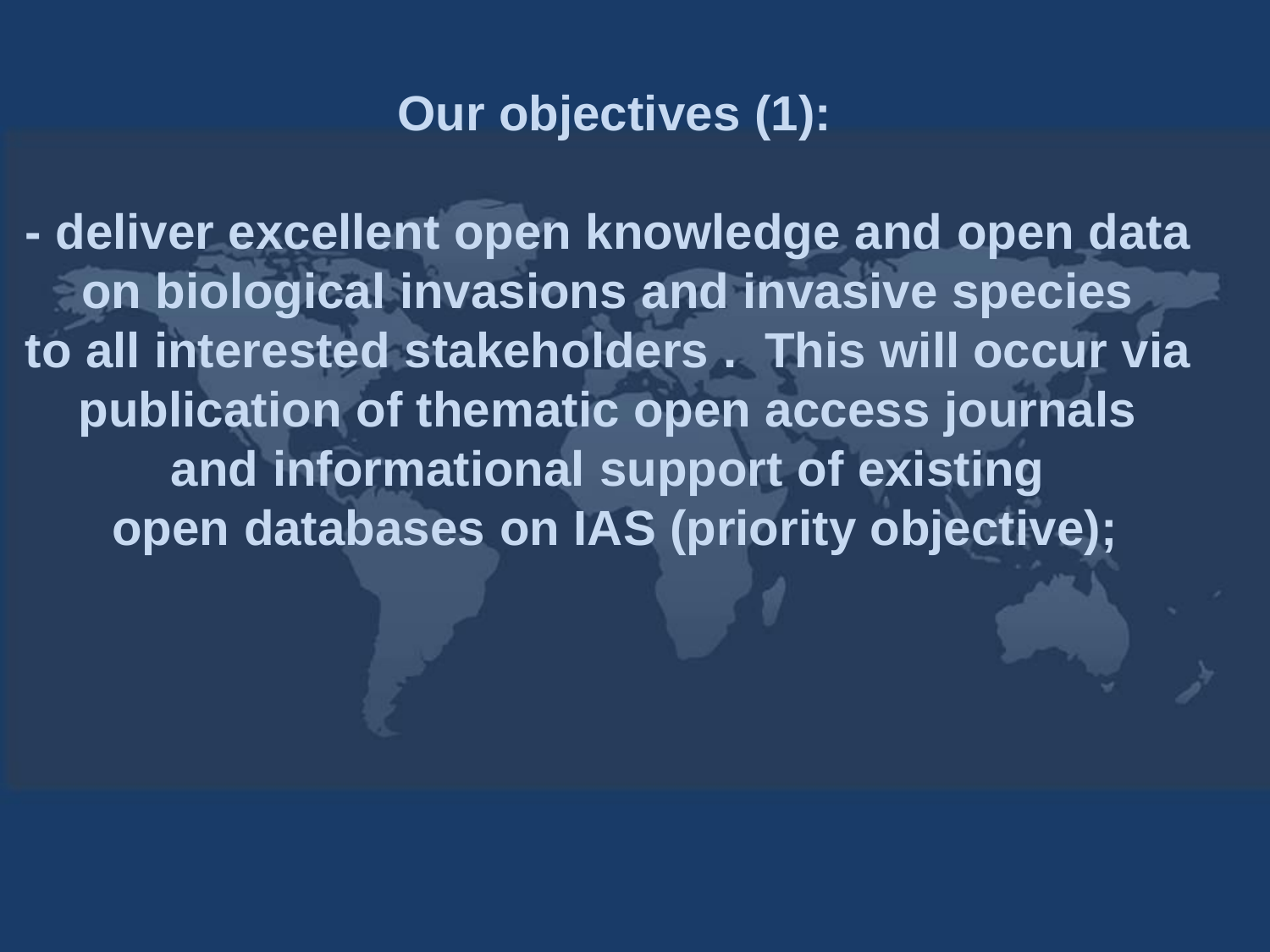## Our objectives (1):

- deliver excellent open knowledge and open data on biological invasions and invasive species to all interested stakeholders . This will occur via publication of thematic open access journals and informational support of existing open databases on IAS (priority objective);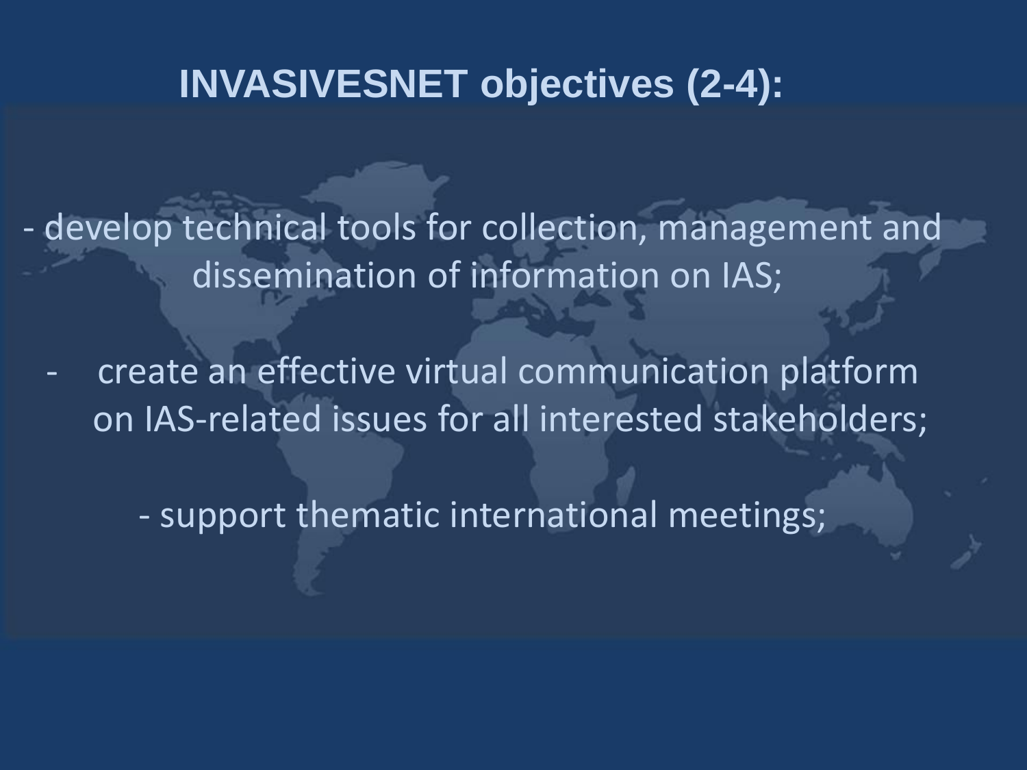# INVASIVESNET objectives (2-4):

- develop technical tools for collection, management and dissemination of information on IAS;

- create an effective virtual communication platform on IAS-related issues for all interested stakeholders;

- support thematic international meetings;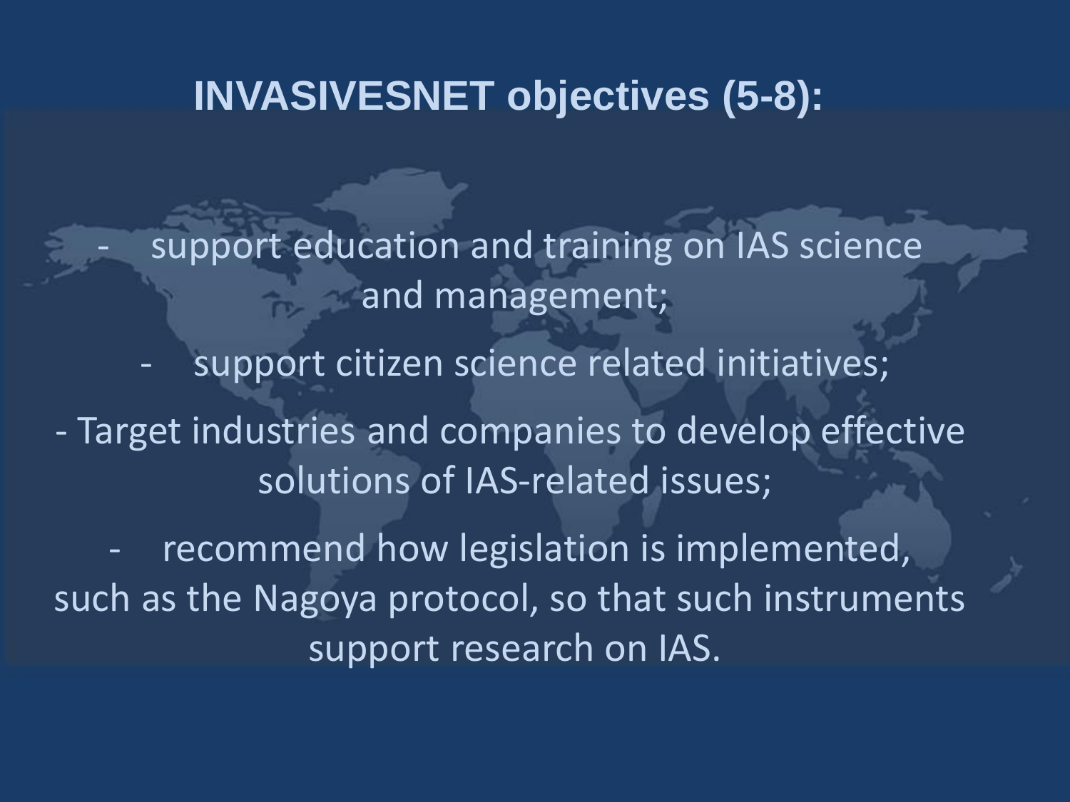# INVASIVESNET objectives (5-8):

- support education and training on IAS science and management;
- support citizen science related initiatives;
- Target industries and companies to develop effective solutions of IAS-related issues;
- recommend how legislation is implemented, such as the Nagoya protocol, so that such instruments support research on IAS.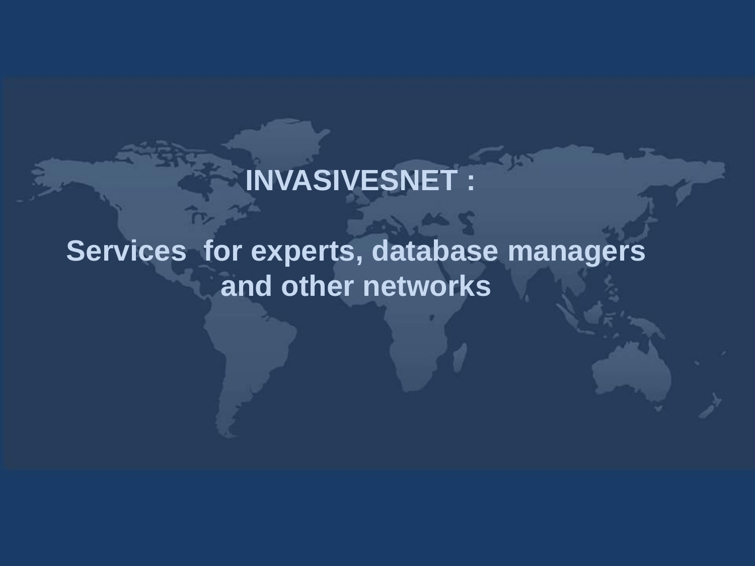# INVASIVESNET :

## Services for experts, database managers and other networks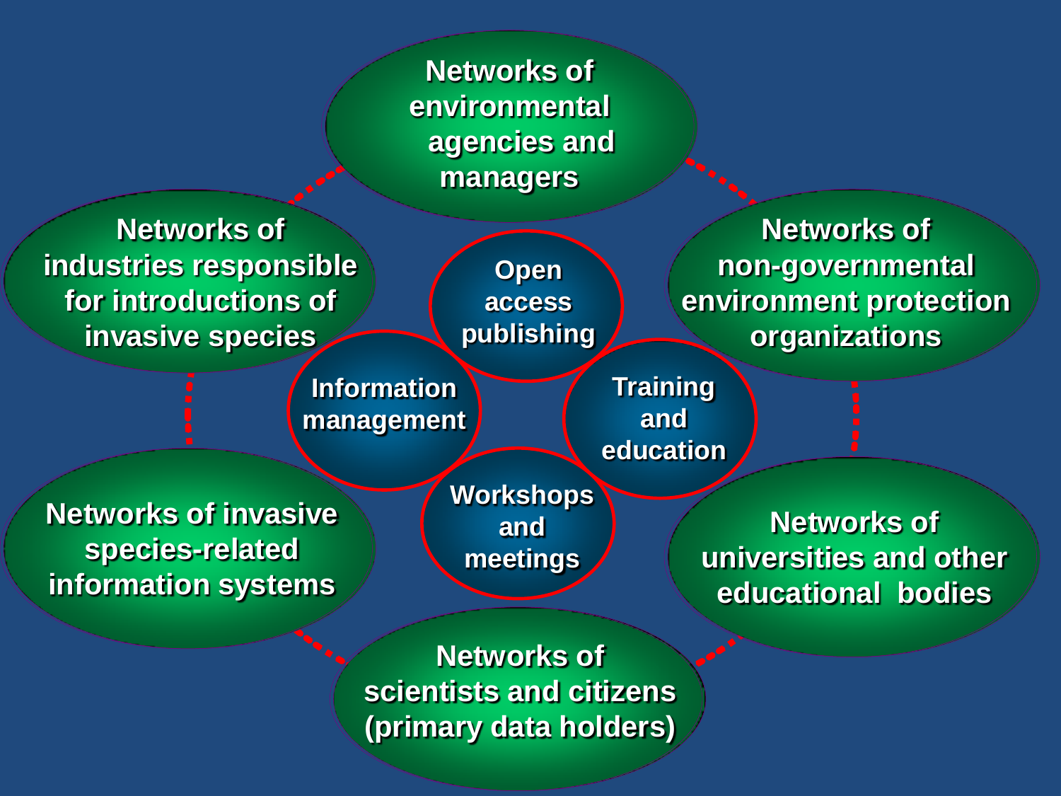Networks of environmental agencies and managers

Networks of non-governmental environment protection organizations

Networks of universities and other educational bodies

Networks of scientists and citizens (primary data holders)

Networks of invasive species-related information systems

Networks of industries responsible for introductions of invasive species

Open access publishing

Information management

Training and education

Workshops and meetings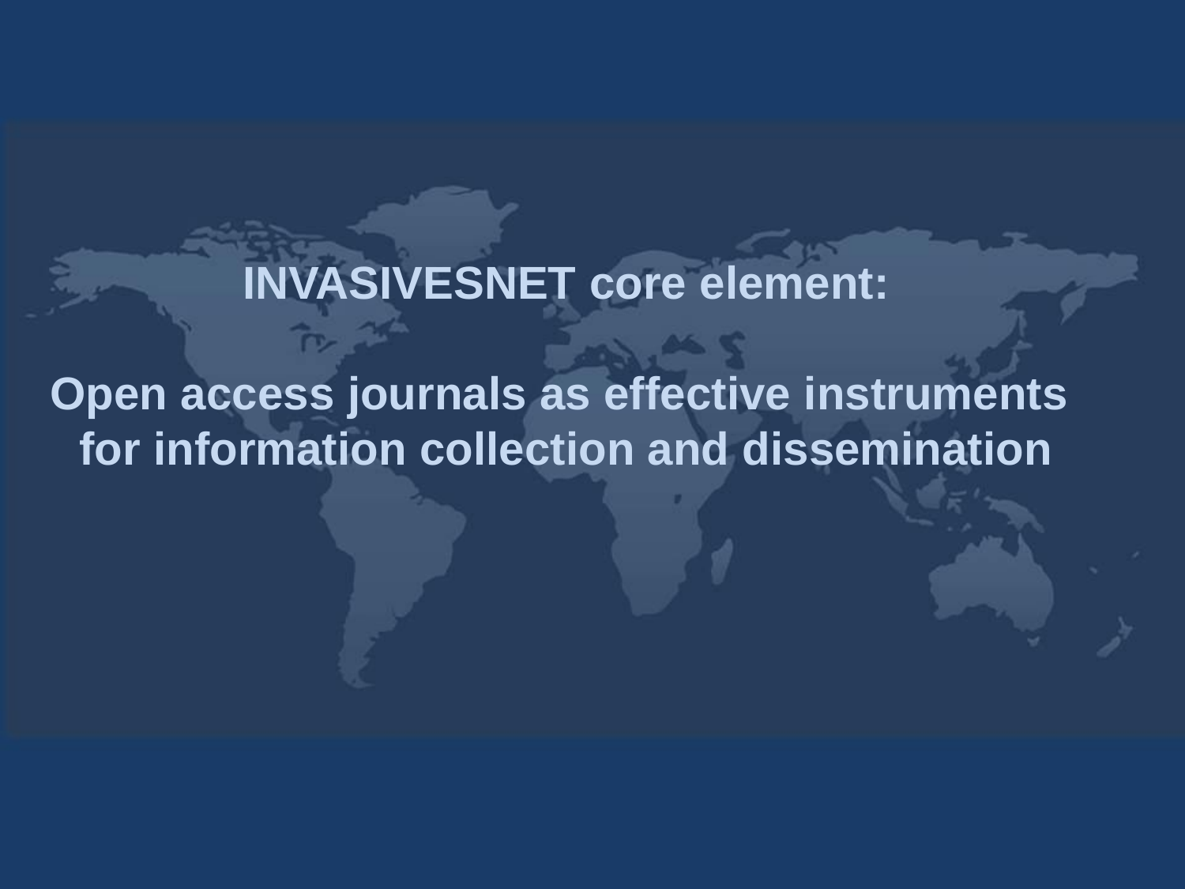# INVASIVESNET core element:

## Open access journals as effective instruments for information collection and dissemination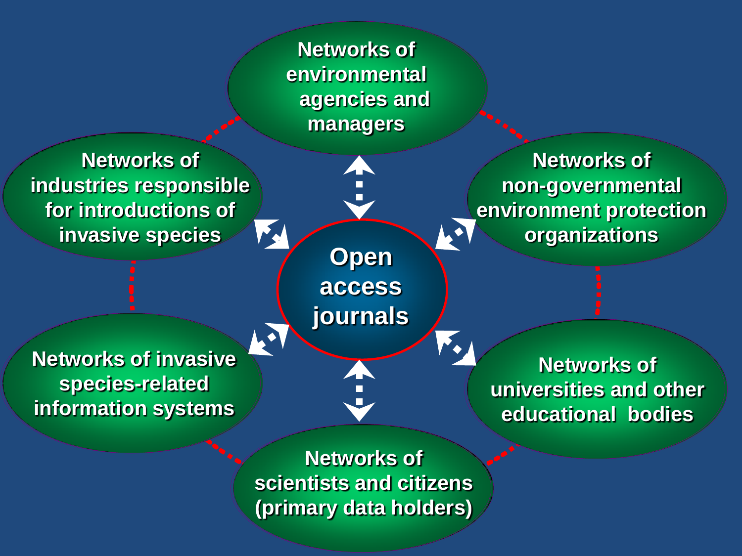Networks of environmental agencies and managers

Networks of industries responsible for introductions of invasive species

Networks of non-governmental environment protection organizations

**Open access journals**

Networks of invasive species-related information systems

Networks of universities and other educational bodies

Networks of scientists and citizens (primary data holders)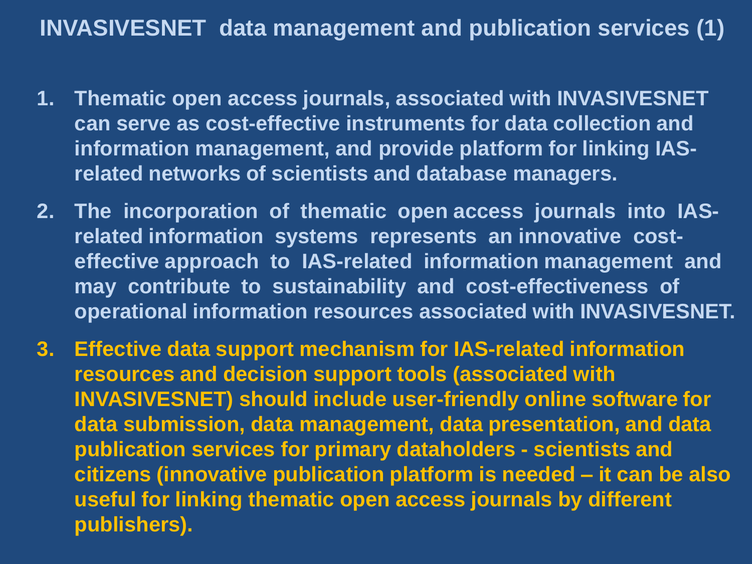# INVASIVESNET data management and publication services (1)

1. Thematic open access journals, associated with INVASIVESNET can serve as cost-effective instruments for data collection and information management, and provide platform for linking IAS-related networks of scientists and database managers.
2. The incorporation of thematic open access journals into IAS-related information systems represents an innovative cost-effective approach to IAS-related information management and may contribute to sustainability and cost-effectiveness of operational information resources associated with INVASIVESNET.
3. Effective data support mechanism for IAS-related information resources and decision support tools (associated with INVASIVESNET) should include user-friendly online software for data submission, data management, data presentation, and data publication services for primary dataholders - scientists and citizens (innovative publication platform is needed – it can be also useful for linking thematic open access journals by different publishers).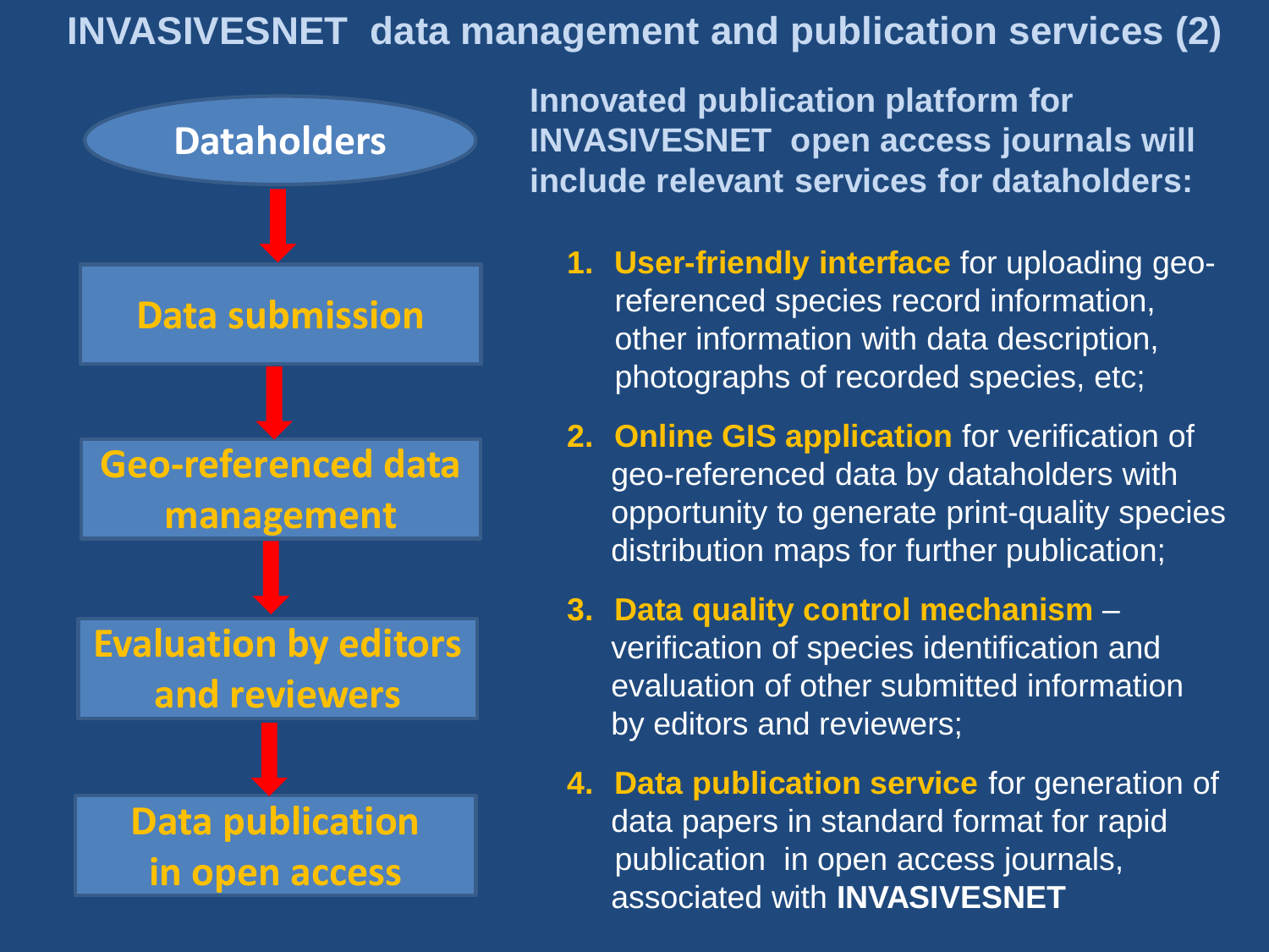# INVASIVESNET data management and publication services (2)

Dataholders

Data submission

Geo-referenced data management

Evaluation by editors and reviewers

Data publication in open access

**Innovated publication platform for INVASIVESNET open access journals will include relevant services for dataholders:**

1. **User-friendly interface** for uploading geo-referenced species record information, other information with data description, photographs of recorded species, etc;
2. **Online GIS application** for verification of geo-referenced data by dataholders with opportunity to generate print-quality species distribution maps for further publication;
3. **Data quality control mechanism** – verification of species identification and evaluation of other submitted information by editors and reviewers;
4. **Data publication service** for generation of data papers in standard format for rapid publication in open access journals, associated with **INVASIVESNET**